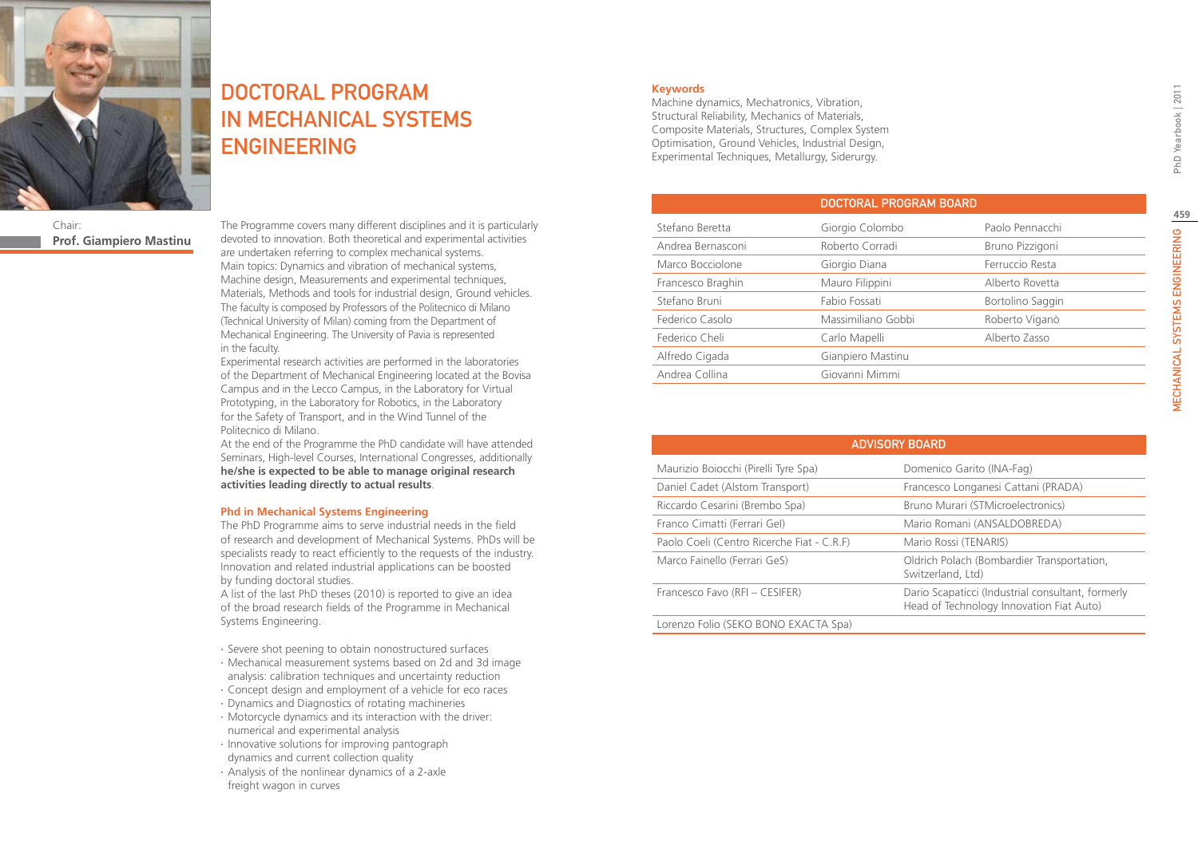# DOCTORAL PROGRAM IN MECHANICAL SYSTEMS ENGINEERING

Chair:
**Prof. Giampiero Mastinu**

The Programme covers many different disciplines and it is particularly devoted to innovation. Both theoretical and experimental activities are undertaken referring to complex mechanical systems.
Main topics: Dynamics and vibration of mechanical systems, Machine design, Measurements and experimental techniques, Materials, Methods and tools for industrial design, Ground vehicles.
The faculty is composed by Professors of the Politecnico di Milano (Technical University of Milan) coming from the Department of Mechanical Engineering. The University of Pavia is represented in the faculty.
Experimental research activities are performed in the laboratories of the Department of Mechanical Engineering located at the Bovisa Campus and in the Lecco Campus, in the Laboratory for Virtual Prototyping, in the Laboratory for Robotics, in the Laboratory for the Safety of Transport, and in the Wind Tunnel of the Politecnico di Milano.
At the end of the Programme the PhD candidate will have attended Seminars, High-level Courses, International Congresses, additionally **he/she is expected to be able to manage original research activities leading directly to actual results**.

### Phd in Mechanical Systems Engineering

The PhD Programme aims to serve industrial needs in the field of research and development of Mechanical Systems. PhDs will be specialists ready to react efficiently to the requests of the industry. Innovation and related industrial applications can be boosted by funding doctoral studies.
A list of the last PhD theses (2010) is reported to give an idea of the broad research fields of the Programme in Mechanical Systems Engineering.

- Severe shot peening to obtain nonostructured surfaces
- Mechanical measurement systems based on 2d and 3d image analysis: calibration techniques and uncertainty reduction
- Concept design and employment of a vehicle for eco races
- Dynamics and Diagnostics of rotating machineries
- Motorcycle dynamics and its interaction with the driver: numerical and experimental analysis
- Innovative solutions for improving pantograph dynamics and current collection quality
- Analysis of the nonlinear dynamics of a 2-axle freight wagon in curves

### Keywords

Machine dynamics, Mechatronics, Vibration, Structural Reliability, Mechanics of Materials, Composite Materials, Structures, Complex System Optimisation, Ground Vehicles, Industrial Design, Experimental Techniques, Metallurgy, Siderurgy.

| DOCTORAL PROGRAM BOARD | | |
|---|---|---|
| Stefano Beretta | Giorgio Colombo | Paolo Pennacchi |
| Andrea Bernasconi | Roberto Corradi | Bruno Pizzigoni |
| Marco Bocciolone | Giorgio Diana | Ferruccio Resta |
| Francesco Braghin | Mauro Filippini | Alberto Rovetta |
| Stefano Bruni | Fabio Fossati | Bortolino Saggin |
| Federico Casolo | Massimiliano Gobbi | Roberto Viganò |
| Federico Cheli | Carlo Mapelli | Alberto Zasso |
| Alfredo Cigada | Gianpiero Mastinu | |
| Andrea Collina | Giovanni Mimmi | |

| ADVISORY BOARD | |
|---|---|
| Maurizio Boiocchi (Pirelli Tyre Spa) | Domenico Garito (INA-Fag) |
| Daniel Cadet (Alstom Transport) | Francesco Longanesi Cattani (PRADA) |
| Riccardo Cesarini (Brembo Spa) | Bruno Murari (STMicroelectronics) |
| Franco Cimatti (Ferrari Gel) | Mario Romani (ANSALDOBREDA) |
| Paolo Coeli (Centro Ricerche Fiat - C.R.F) | Mario Rossi (TENARIS) |
| Marco Fainello (Ferrari GeS) | Oldrich Polach (Bombardier Transportation, Switzerland, Ltd) |
| Francesco Favo (RFI – CESIFER) | Dario Scapaticci (Industrial consultant, formerly Head of Technology Innovation Fiat Auto) |
| Lorenzo Folio (SEKO BONO EXACTA Spa) | |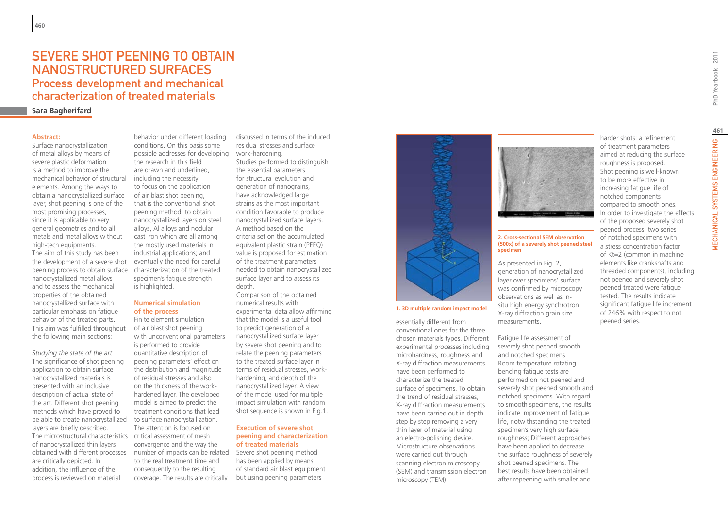# SEVERE SHOT PEENING TO OBTAIN NANOSTRUCTURED SURFACES

## Process development and mechanical characterization of treated materials

**Sara Bagherifard**

**Abstract:**
Surface nanocrystallization of metal alloys by means of severe plastic deformation is a method to improve the mechanical behavior of structural elements. Among the ways to obtain a nanocrystallized surface layer, shot peening is one of the most promising processes, since it is applicable to very general geometries and to all metals and metal alloys without high-tech equipments.
The aim of this study has been the development of a severe shot peening process to obtain surface nanocrystallized metal alloys and to assess the mechanical properties of the obtained nanocrystallized surface with particular emphasis on fatigue behavior of the treated parts. This aim was fulfilled throughout the following main sections:

*Studying the state of the art*
The significance of shot peening application to obtain surface nanocrystallized materials is presented with an inclusive description of actual state of the art. Different shot peening methods which have proved to be able to create nanocrystallized layers are briefly described. The microstructural characteristics of nanocrystallized thin layers obtained with different processes are critically depicted. In addition, the influence of the process is reviewed on material behavior under different loading conditions. On this basis some possible addresses for developing the research in this field are drawn and underlined, including the necessity to focus on the application of air blast shot peening, that is the conventional shot peening method, to obtain nanocrystallized layers on steel alloys, Al alloys and nodular cast Iron which are all among the mostly used materials in industrial applications; and eventually the need for careful characterization of the treated specimen's fatigue strength is highlighted.

### Numerical simulation of the process

Finite element simulation of air blast shot peening with unconventional parameters is performed to provide quantitative description of peening parameters' effect on the distribution and magnitude of residual stresses and also on the thickness of the work-hardened layer. The developed model is aimed to predict the treatment conditions that lead to surface nanocrystallization. The attention is focused on critical assessment of mesh convergence and the way the number of impacts can be related to the real treatment time and consequently to the resulting coverage. The results are critically discussed in terms of the induced residual stresses and surface work-hardening.
Studies performed to distinguish the essential parameters for structural evolution and generation of nanograins, have acknowledged large strains as the most important condition favorable to produce nanocrystallized surface layers. A method based on the criteria set on the accumulated equivalent plastic strain (PEEQ) value is proposed for estimation of the treatment parameters needed to obtain nanocrystallized surface layer and to assess its depth.
Comparison of the obtained numerical results with experimental data allow affirming that the model is a useful tool to predict generation of a nanocrystallized surface layer by severe shot peening and to relate the peening parameters to the treated surface layer in terms of residual stresses, work-hardening, and depth of the nanocrystallized layer. A view of the model used for multiple impact simulation with random shot sequence is shown in Fig.1.

### Execution of severe shot peening and characterization of treated materials

Severe shot peening method has been applied by means of standard air blast equipment but using peening parameters essentially different from conventional ones for the three chosen materials types. Different experimental processes including microhardness, roughness and X-ray diffraction measurements have been performed to characterize the treated surface of specimens. To obtain the trend of residual stresses, X-ray diffraction measurements have been carried out in depth step by step removing a very thin layer of material using an electro-polishing device. Microstructure observations were carried out through scanning electron microscopy (SEM) and transmission electron microscopy (TEM).

1. 3D multiple random impact model

2. Cross-sectional SEM observation (500x) of a severely shot peened steel specimen

As presented in Fig. 2, generation of nanocrystallized layer over specimens' surface was confirmed by microscopy observations as well as in-situ high energy synchrotron X-ray diffraction grain size measurements.

Fatigue life assessment of severely shot peened smooth and notched specimens
Room temperature rotating bending fatigue tests are performed on not peened and severely shot peened smooth and notched specimens. With regard to smooth specimens, the results indicate improvement of fatigue life, notwithstanding the treated specimen's very high surface roughness; Different approaches have been applied to decrease the surface roughness of severely shot peened specimens. The best results have been obtained after repeening with smaller and harder shots: a refinement of treatment parameters aimed at reducing the surface roughness is proposed.
Shot peening is well-known to be more effective in increasing fatigue life of notched components compared to smooth ones. In order to investigate the effects of the proposed severely shot peened process, two series of notched specimens with a stress concentration factor of Kt=2 (common in machine elements like crankshafts and threaded components), including not peened and severely shot peened treated were fatigue tested. The results indicate significant fatigue life increment of 246% with respect to not peened series.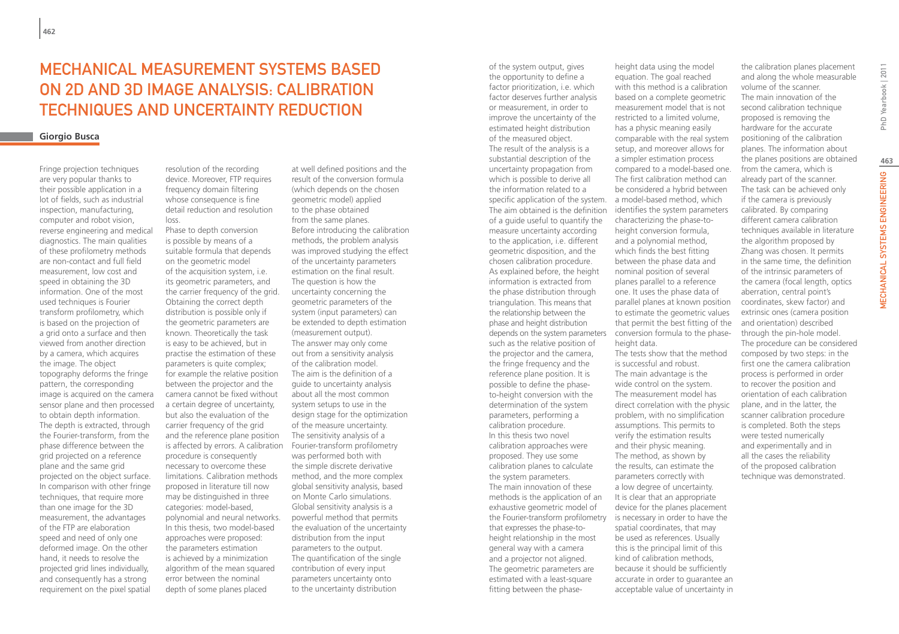# Mechanical Measurement Systems Based on 2D and 3D Image Analysis: Calibration Techniques and Uncertainty Reduction

**Giorgio Busca**

Fringe projection techniques are very popular thanks to their possible application in a lot of fields, such as industrial inspection, manufacturing, computer and robot vision, reverse engineering and medical diagnostics. The main qualities of these profilometry methods are non-contact and full field measurement, low cost and speed in obtaining the 3D information. One of the most used techniques is Fourier transform profilometry, which is based on the projection of a grid onto a surface and then viewed from another direction by a camera, which acquires the image. The object topography deforms the fringe pattern, the corresponding image is acquired on the camera sensor plane and then processed to obtain depth information. The depth is extracted, through the Fourier-transform, from the phase difference between the grid projected on a reference plane and the same grid projected on the object surface. In comparison with other fringe techniques, that require more than one image for the 3D measurement, the advantages of the FTP are elaboration speed and need of only one deformed image. On the other hand, it needs to resolve the projected grid lines individually, and consequently has a strong requirement on the pixel spatial resolution of the recording device. Moreover, FTP requires frequency domain filtering whose consequence is fine detail reduction and resolution loss.

Phase to depth conversion is possible by means of a suitable formula that depends on the geometric model of the acquisition system, i.e. its geometric parameters, and the carrier frequency of the grid. Obtaining the correct depth distribution is possible only if the geometric parameters are known. Theoretically the task is easy to be achieved, but in practise the estimation of these parameters is quite complex; for example the relative position between the projector and the camera cannot be fixed without a certain degree of uncertainty, but also the evaluation of the carrier frequency of the grid and the reference plane position is affected by errors. A calibration procedure is consequently necessary to overcome these limitations. Calibration methods proposed in literature till now may be distinguished in three categories: model-based, polynomial and neural networks. In this thesis, two model-based approaches were proposed: the parameters estimation is achieved by a minimization algorithm of the mean squared error between the nominal depth of some planes placed at well defined positions and the result of the conversion formula (which depends on the chosen geometric model) applied to the phase obtained from the same planes.

Before introducing the calibration methods, the problem analysis was improved studying the effect of the uncertainty parameters estimation on the final result. The question is how the uncertainty concerning the geometric parameters of the system (input parameters) can be extended to depth estimation (measurement output). The answer may only come out from a sensitivity analysis of the calibration model. The aim is the definition of a guide to uncertainty analysis about all the most common system setups to use in the design stage for the optimization of the measure uncertainty. The sensitivity analysis of a Fourier-transform profilometry was performed both with the simple discrete derivative method, and the more complex global sensitivity analysis, based on Monte Carlo simulations. Global sensitivity analysis is a powerful method that permits the evaluation of the uncertainty distribution from the input parameters to the output. The quantification of the single contribution of every input parameters uncertainty onto to the uncertainty distribution of the system output, gives the opportunity to define a factor prioritization, i.e. which factor deserves further analysis or measurement, in order to improve the uncertainty of the estimated height distribution of the measured object.

The result of the analysis is a substantial description of the uncertainty propagation from which is possible to derive all the information related to a specific application of the system. The aim obtained is the definition of a guide useful to quantify the measure uncertainty according to the application, i.e. different geometric disposition, and the chosen calibration procedure.

As explained before, the height information is extracted from the phase distribution through triangulation. This means that the relationship between the phase and height distribution depends on the system parameters such as the relative position of the projector and the camera, the fringe frequency and the reference plane position. It is possible to define the phase-to-height conversion with the determination of the system parameters, performing a calibration procedure.

In this thesis two novel calibration approaches were proposed. They use some calibration planes to calculate the system parameters.

The main innovation of these methods is the application of an exhaustive geometric model of the Fourier-transform profilometry that expresses the phase-to-height relationship in the most general way with a camera and a projector not aligned. The geometric parameters are estimated with a least-square fitting between the phase-height data using the model equation. The goal reached with this method is a calibration based on a complete geometric measurement model that is not restricted to a limited volume, has a physic meaning easily comparable with the real system setup, and moreover allows for a simpler estimation process compared to a model-based one. The first calibration method can be considered a hybrid between a model-based method, which identifies the system parameters characterizing the phase-to-height conversion formula, and a polynomial method, which finds the best fitting between the phase data and nominal position of several planes parallel to a reference one. It uses the phase data of parallel planes at known position to estimate the geometric values that permit the best fitting of the conversion formula to the phase-height data.

The tests show that the method is successful and robust. The main advantage is the wide control on the system. The measurement model has direct correlation with the physic problem, with no simplification assumptions. This permits to verify the estimation results and their physic meaning. The method, as shown by the results, can estimate the parameters correctly with a low degree of uncertainty. It is clear that an appropriate device for the planes placement is necessary in order to have the spatial coordinates, that may be used as references. Usually this is the principal limit of this kind of calibration methods, because it should be sufficiently accurate in order to guarantee an acceptable value of uncertainty in the calibration planes placement and along the whole measurable volume of the scanner.

The main innovation of the second calibration technique proposed is removing the hardware for the accurate positioning of the calibration planes. The information about the planes positions are obtained from the camera, which is already part of the scanner. The task can be achieved only if the camera is previously calibrated. By comparing different camera calibration techniques available in literature the algorithm proposed by Zhang was chosen. It permits in the same time, the definition of the intrinsic parameters of the camera (focal length, optics aberration, central point's coordinates, skew factor) and extrinsic ones (camera position and orientation) described through the pin-hole model. The procedure can be considered composed by two steps: in the first one the camera calibration process is performed in order to recover the position and orientation of each calibration plane, and in the latter, the scanner calibration procedure is completed. Both the steps were tested numerically and experimentally and in all the cases the reliability of the proposed calibration technique was demonstrated.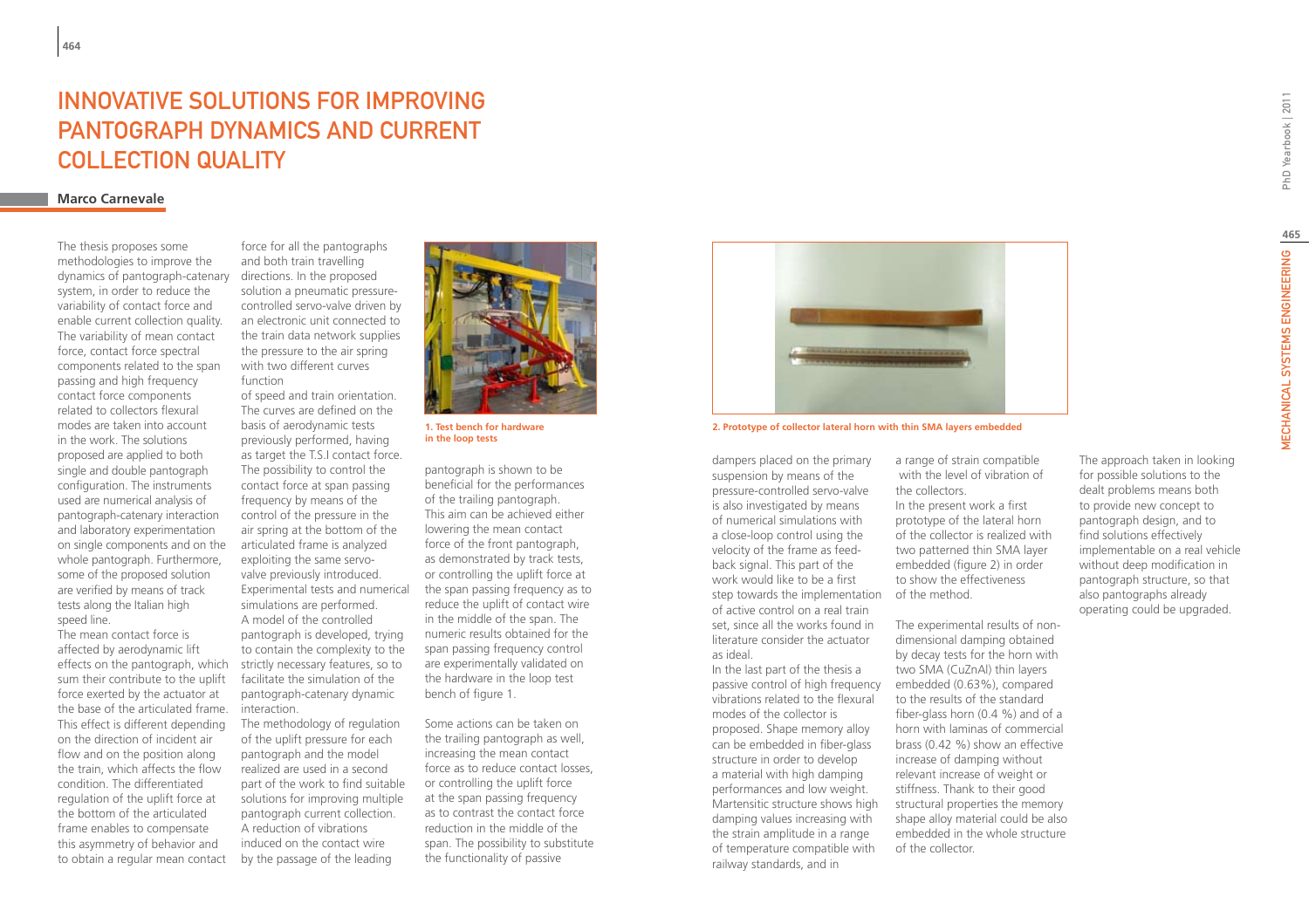# Innovative Solutions for Improving Pantograph Dynamics and Current Collection Quality

**Marco Carnevale**

The thesis proposes some methodologies to improve the dynamics of pantograph-catenary system, in order to reduce the variability of contact force and enable current collection quality. The variability of mean contact force, contact force spectral components related to the span passing and high frequency contact force components related to collectors flexural modes are taken into account in the work. The solutions proposed are applied to both single and double pantograph configuration. The instruments used are numerical analysis of pantograph-catenary interaction and laboratory experimentation on single components and on the whole pantograph. Furthermore, some of the proposed solution are verified by means of track tests along the Italian high speed line.

The mean contact force is affected by aerodynamic lift effects on the pantograph, which sum their contribute to the uplift force exerted by the actuator at the base of the articulated frame. This effect is different depending on the direction of incident air flow and on the position along the train, which affects the flow condition. The differentiated regulation of the uplift force at the bottom of the articulated frame enables to compensate this asymmetry of behavior and to obtain a regular mean contact force for all the pantographs and both train travelling directions. In the proposed solution a pneumatic pressure-controlled servo-valve driven by an electronic unit connected to the train data network supplies the pressure to the air spring with two different curves function of speed and train orientation. The curves are defined on the basis of aerodynamic tests previously performed, having as target the T.S.I contact force. The possibility to control the contact force at span passing frequency by means of the control of the pressure in the air spring at the bottom of the articulated frame is analyzed exploiting the same servo-valve previously introduced. Experimental tests and numerical simulations are performed. A model of the controlled pantograph is developed, trying to contain the complexity to the strictly necessary features, so to facilitate the simulation of the pantograph-catenary dynamic interaction.

The methodology of regulation of the uplift pressure for each pantograph and the model realized are used in a second part of the work to find suitable solutions for improving multiple pantograph current collection. A reduction of vibrations induced on the contact wire by the passage of the leading pantograph is shown to be beneficial for the performances of the trailing pantograph. This aim can be achieved either lowering the mean contact force of the front pantograph, as demonstrated by track tests, or controlling the uplift force at the span passing frequency as to reduce the uplift of contact wire in the middle of the span. The numeric results obtained for the span passing frequency control are experimentally validated on the hardware in the loop test bench of figure 1.

1. Test bench for hardware in the loop tests

Some actions can be taken on the trailing pantograph as well, increasing the mean contact force as to reduce contact losses, or controlling the uplift force at the span passing frequency as to contrast the contact force reduction in the middle of the span. The possibility to substitute the functionality of passive dampers placed on the primary suspension by means of the pressure-controlled servo-valve is also investigated by means of numerical simulations with a close-loop control using the velocity of the frame as feed-back signal. This part of the work would like to be a first step towards the implementation of active control on a real train set, since all the works found in literature consider the actuator as ideal.

In the last part of the thesis a passive control of high frequency vibrations related to the flexural modes of the collector is proposed. Shape memory alloy can be embedded in fiber-glass structure in order to develop a material with high damping performances and low weight. Martensitic structure shows high damping values increasing with the strain amplitude in a range of temperature compatible with railway standards, and in a range of strain compatible with the level of vibration of the collectors.

2. Prototype of collector lateral horn with thin SMA layers embedded

In the present work a first prototype of the lateral horn of the collector is realized with two patterned thin SMA layer embedded (figure 2) in order to show the effectiveness of the method.

The experimental results of non-dimensional damping obtained by decay tests for the horn with two SMA (CuZnAl) thin layers embedded (0.63%), compared to the results of the standard fiber-glass horn (0.4 %) and of a horn with laminas of commercial brass (0.42 %) show an effective increase of damping without relevant increase of weight or stiffness. Thank to their good structural properties the memory shape alloy material could be also embedded in the whole structure of the collector.

The approach taken in looking for possible solutions to the dealt problems means both to provide new concept to pantograph design, and to find solutions effectively implementable on a real vehicle without deep modification in pantograph structure, so that also pantographs already operating could be upgraded.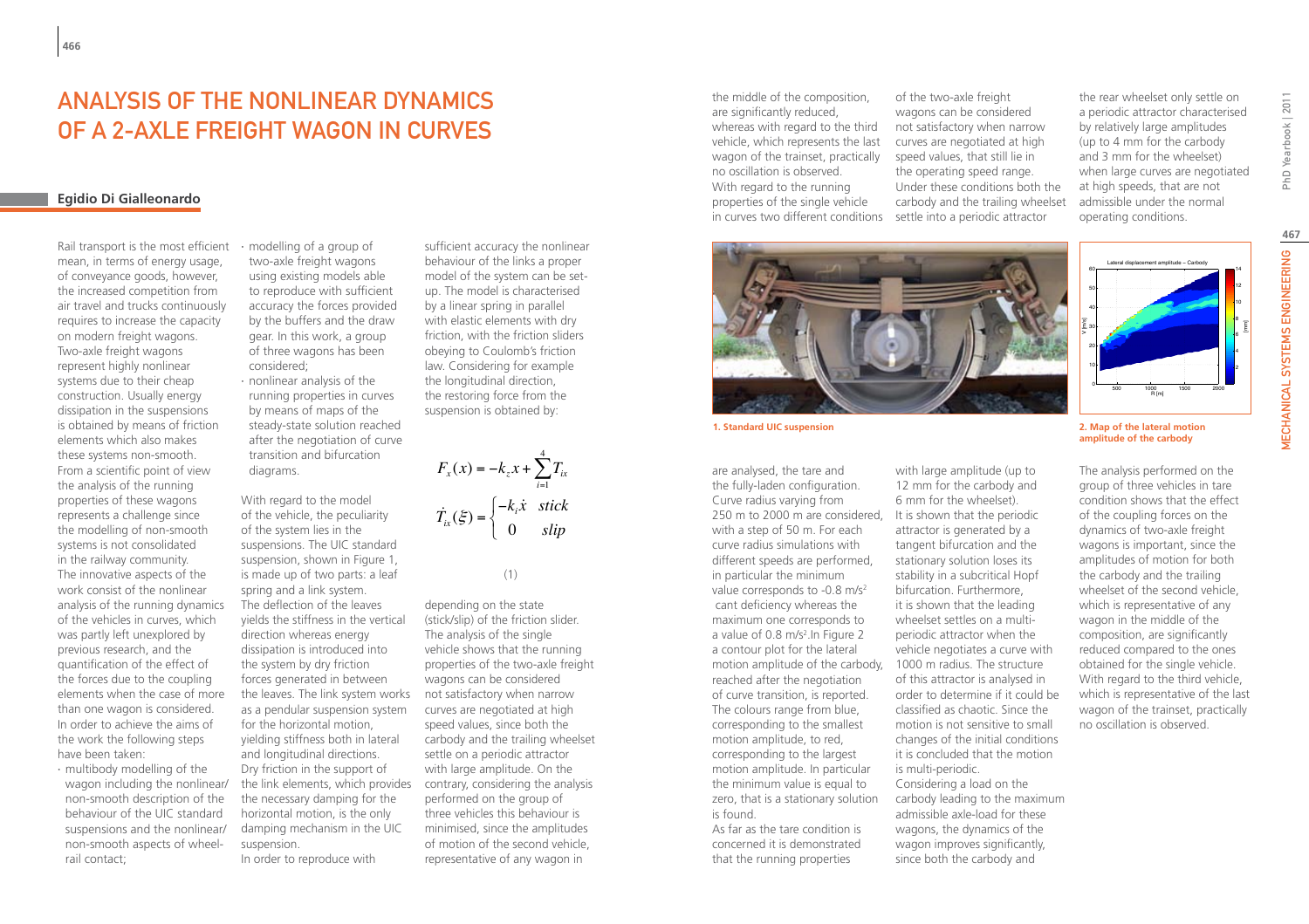# Analysis of the Nonlinear Dynamics of a 2-Axle Freight Wagon in Curves

**Egidio Di Gialleonardo**

Rail transport is the most efficient mean, in terms of energy usage, of conveyance goods, however, the increased competition from air travel and trucks continuously requires to increase the capacity on modern freight wagons. Two-axle freight wagons represent highly nonlinear systems due to their cheap construction. Usually energy dissipation in the suspensions is obtained by means of friction elements which also makes these systems non-smooth. From a scientific point of view the analysis of the running properties of these wagons represents a challenge since the modelling of non-smooth systems is not consolidated in the railway community.

The innovative aspects of the work consist of the nonlinear analysis of the running dynamics of the vehicles in curves, which was partly left unexplored by previous research, and the quantification of the effect of the forces due to the coupling elements when the case of more than one wagon is considered.

In order to achieve the aims of the work the following steps have been taken:

- multibody modelling of the wagon including the nonlinear/non-smooth description of the behaviour of the UIC standard suspensions and the nonlinear/non-smooth aspects of wheel-rail contact;
- modelling of a group of two-axle freight wagons using existing models able to reproduce with sufficient accuracy the forces provided by the buffers and the draw gear. In this work, a group of three wagons has been considered;
- nonlinear analysis of the running properties in curves by means of maps of the steady-state solution reached after the negotiation of curve transition and bifurcation diagrams.

With regard to the model of the vehicle, the peculiarity of the system lies in the suspensions. The UIC standard suspension, shown in Figure 1, is made up of two parts: a leaf spring and a link system. The deflection of the leaves yields the stiffness in the vertical direction whereas energy dissipation is introduced into the system by dry friction forces generated in between the leaves. The link system works as a pendular suspension system for the horizontal motion, yielding stiffness both in lateral and longitudinal directions. Dry friction in the support of the link elements, which provides the necessary damping for the horizontal motion, is the only damping mechanism in the UIC suspension.

In order to reproduce with sufficient accuracy the nonlinear behaviour of the links a proper model of the system can be set-up. The model is characterised by a linear spring in parallel with elastic elements with dry friction, with the friction sliders obeying to Coulomb's friction law. Considering for example the longitudinal direction, the restoring force from the suspension is obtained by:

$$F_x(x) = -k_z x + \sum_{i=1}^{4} T_{ix}$$

$$\dot{T}_{ix}(\xi) = \begin{cases} -k_i \dot{x} & stick \\ 0 & slip \end{cases}$$

(1)

depending on the state (stick/slip) of the friction slider. The analysis of the single vehicle shows that the running properties of the two-axle freight wagons can be considered not satisfactory when narrow curves are negotiated at high speed values, since both the carbody and the trailing wheelset settle on a periodic attractor with large amplitude. On the contrary, considering the analysis performed on the group of three vehicles this behaviour is minimised, since the amplitudes of motion of the second vehicle, representative of any wagon in the middle of the composition, are significantly reduced, whereas with regard to the third vehicle, which represents the last wagon of the trainset, practically no oscillation is observed.

With regard to the running properties of the single vehicle in curves two different conditions are analysed, the tare and the fully-laden configuration. Curve radius varying from 250 m to 2000 m are considered, with a step of 50 m. For each curve radius simulations with different speeds are performed, in particular the minimum value corresponds to -0.8 m/s$^2$ cant deficiency whereas the maximum one corresponds to a value of 0.8 m/s$^2$. In Figure 2 a contour plot for the lateral motion amplitude of the carbody, reached after the negotiation of curve transition, is reported. The colours range from blue, corresponding to the smallest motion amplitude, to red, corresponding to the largest motion amplitude. In particular the minimum value is equal to zero, that is a stationary solution is found.

As far as the tare condition is concerned it is demonstrated that the running properties of the two-axle freight wagons can be considered not satisfactory when narrow curves are negotiated at high speed values, that still lie in the operating speed range. Under these conditions both the carbody and the trailing wheelset settle into a periodic attractor with large amplitude (up to 12 mm for the carbody and 6 mm for the wheelset). It is shown that the periodic attractor is generated by a tangent bifurcation and the stationary solution loses its stability in a subcritical Hopf bifurcation. Furthermore, it is shown that the leading wheelset settles on a multi-periodic attractor when the vehicle negotiates a curve with 1000 m radius. The structure of this attractor is analysed in order to determine if it could be classified as chaotic. Since the motion is not sensitive to small changes of the initial conditions it is concluded that the motion is multi-periodic.

Considering a load on the carbody leading to the maximum admissible axle-load for these wagons, the dynamics of the wagon improves significantly, since both the carbody and the rear wheelset only settle on a periodic attractor characterised by relatively large amplitudes (up to 4 mm for the carbody and 3 mm for the wheelset) when large curves are negotiated at high speeds, that are not admissible under the normal operating conditions.

**1. Standard UIC suspension**

**2. Map of the lateral motion amplitude of the carbody**

The analysis performed on the group of three vehicles in tare condition shows that the effect of the coupling forces on the dynamics of two-axle freight wagons is important, since the amplitudes of motion for both the carbody and the trailing wheelset of the second vehicle, which is representative of any wagon in the middle of the composition, are significantly reduced compared to the ones obtained for the single vehicle. With regard to the third vehicle, which is representative of the last wagon of the trainset, practically no oscillation is observed.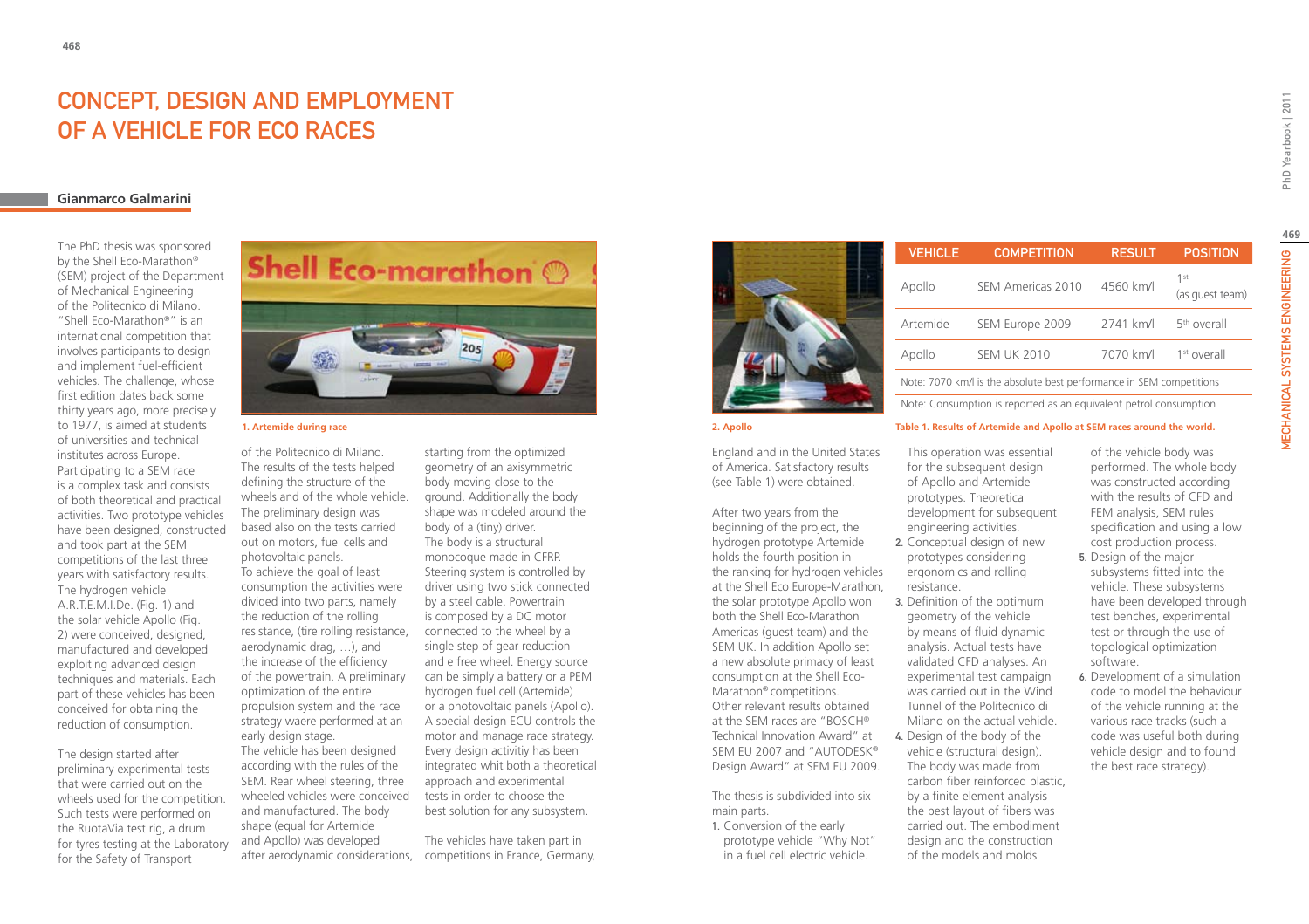# CONCEPT, DESIGN AND EMPLOYMENT OF A VEHICLE FOR ECO RACES

**Gianmarco Galmarini**

The PhD thesis was sponsored by the Shell Eco-Marathon® (SEM) project of the Department of Mechanical Engineering of the Politecnico di Milano. "Shell Eco-Marathon®" is an international competition that involves participants to design and implement fuel-efficient vehicles. The challenge, whose first edition dates back some thirty years ago, more precisely to 1977, is aimed at students of universities and technical institutes across Europe. Participating to a SEM race is a complex task and consists of both theoretical and practical activities. Two prototype vehicles have been designed, constructed and took part at the SEM competitions of the last three years with satisfactory results. The hydrogen vehicle A.R.T.E.M.I.De. (Fig. 1) and the solar vehicle Apollo (Fig. 2) were conceived, designed, manufactured and developed exploiting advanced design techniques and materials. Each part of these vehicles has been conceived for obtaining the reduction of consumption.

The design started after preliminary experimental tests that were carried out on the wheels used for the competition. Such tests were performed on the RuotaVia test rig, a drum for tyres testing at the Laboratory for the Safety of Transport of the Politecnico di Milano. The results of the tests helped defining the structure of the wheels and of the whole vehicle. The preliminary design was based also on the tests carried out on motors, fuel cells and photovoltaic panels.

1. Artemide during race

To achieve the goal of least consumption the activities were divided into two parts, namely the reduction of the rolling resistance, (tire rolling resistance, aerodynamic drag, ...), and the increase of the efficiency of the powertrain. A preliminary optimization of the entire propulsion system and the race strategy waere performed at an early design stage.

The vehicle has been designed according with the rules of the SEM. Rear wheel steering, three wheeled vehicles were conceived and manufactured. The body shape (equal for Artemide and Apollo) was developed after aerodynamic considerations, starting from the optimized geometry of an axisymmetric body moving close to the ground. Additionally the body shape was modeled around the body of a (tiny) driver.

The body is a structural monocoque made in CFRP. Steering system is controlled by driver using two stick connected by a steel cable. Powertrain is composed by a DC motor connected to the wheel by a single step of gear reduction and e free wheel. Energy source can be simply a battery or a PEM hydrogen fuel cell (Artemide) or a photovoltaic panels (Apollo). A special design ECU controls the motor and manage race strategy. Every design activitiy has been integrated whit both a theoretical approach and experimental tests in order to choose the best solution for any subsystem.

The vehicles have taken part in competitions in France, Germany, England and in the United States of America. Satisfactory results (see Table 1) were obtained.

2. Apollo

| VEHICLE | COMPETITION | RESULT | POSITION |
|---|---|---|---|
| Apollo | SEM Americas 2010 | 4560 km/l | 1st (as guest team) |
| Artemide | SEM Europe 2009 | 2741 km/l | 5th overall |
| Apollo | SEM UK 2010 | 7070 km/l | 1st overall |
| Note: 7070 km/l is the absolute best performance in SEM competitions | | | |
| Note: Consumption is reported as an equivalent petrol consumption | | | |

Table 1. Results of Artemide and Apollo at SEM races around the world.

After two years from the beginning of the project, the hydrogen prototype Artemide holds the fourth position in the ranking for hydrogen vehicles at the Shell Eco Europe-Marathon, the solar prototype Apollo won both the Shell Eco-Marathon Americas (guest team) and the SEM UK. In addition Apollo set a new absolute primacy of least consumption at the Shell Eco-Marathon® competitions.

Other relevant results obtained at the SEM races are "BOSCH® Technical Innovation Award" at SEM EU 2007 and "AUTODESK® Design Award" at SEM EU 2009.

The thesis is subdivided into six main parts.

1. Conversion of the early prototype vehicle "Why Not" in a fuel cell electric vehicle. This operation was essential for the subsequent design of Apollo and Artemide prototypes. Theoretical development for subsequent engineering activities.
2. Conceptual design of new prototypes considering ergonomics and rolling resistance.
3. Definition of the optimum geometry of the vehicle by means of fluid dynamic analysis. Actual tests have validated CFD analyses. An experimental test campaign was carried out in the Wind Tunnel of the Politecnico di Milano on the actual vehicle.
4. Design of the body of the vehicle (structural design). The body was made from carbon fiber reinforced plastic, by a finite element analysis the best layout of fibers was carried out. The embodiment design and the construction of the models and molds of the vehicle body was performed. The whole body was constructed according with the results of CFD and FEM analysis, SEM rules specification and using a low cost production process.
5. Design of the major subsystems fitted into the vehicle. These subsystems have been developed through test benches, experimental test or through the use of topological optimization software.
6. Development of a simulation code to model the behaviour of the vehicle running at the various race tracks (such a code was useful both during vehicle design and to found the best race strategy).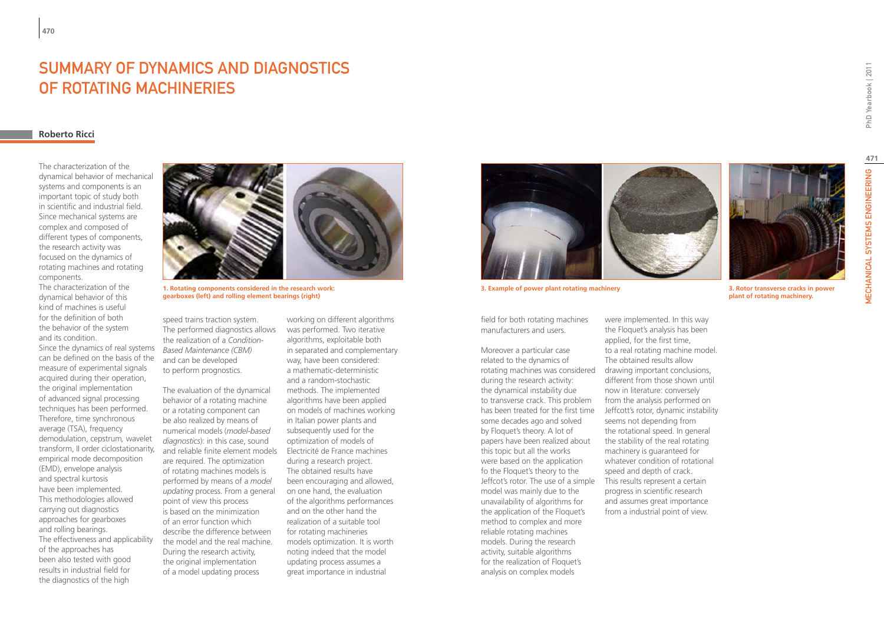# SUMMARY OF DYNAMICS AND DIAGNOSTICS OF ROTATING MACHINERIES

**Roberto Ricci**

The characterization of the dynamical behavior of mechanical systems and components is an important topic of study both in scientific and industrial field. Since mechanical systems are complex and composed of different types of components, the research activity was focused on the dynamics of rotating machines and rotating components.

The characterization of the dynamical behavior of this kind of machines is useful for the definition of both the behavior of the system and its condition.

Since the dynamics of real systems can be defined on the basis of the measure of experimental signals acquired during their operation, the original implementation of advanced signal processing techniques has been performed. Therefore, time synchronous average (TSA), frequency demodulation, cepstrum, wavelet transform, II order ciclostationarity, empirical mode decomposition (EMD), envelope analysis and spectral kurtosis have been implemented. This methodologies allowed carrying out diagnostics approaches for gearboxes and rolling bearings.

The effectiveness and applicability of the approaches has been also tested with good results in industrial field for the diagnostics of the high speed trains traction system. The performed diagnostics allows the realization of a *Condition-Based Maintenance (CBM)* and can be developed to perform prognostics.

The evaluation of the dynamical behavior of a rotating machine or a rotating component can be also realized by means of numerical models (*model-based diagnostics*): in this case, sound and reliable finite element models are required. The optimization of rotating machines models is performed by means of a *model updating* process. From a general point of view this process is based on the minimization of an error function which describe the difference between the model and the real machine. During the research activity, the original implementation of a model updating process working on different algorithms was performed. Two iterative algorithms, exploitable both in separated and complementary way, have been considered: a mathematic-deterministic and a random-stochastic methods. The implemented algorithms have been applied on models of machines working in Italian power plants and subsequently used for the optimization of models of Electricité de France machines during a research project. The obtained results have been encouraging and allowed, on one hand, the evaluation of the algorithms performances and on the other hand the realization of a suitable tool for rotating machineries models optimization. It is worth noting indeed that the model updating process assumes a great importance in industrial field for both rotating machines manufacturers and users.

Moreover a particular case related to the dynamics of rotating machines was considered during the research activity: the dynamical instability due to transverse crack. This problem has been treated for the first time some decades ago and solved by Floquet's theory. A lot of papers have been realized about this topic but all the works were based on the application fo the Floquet's theory to the Jeffcot's rotor. The use of a simple model was mainly due to the unavailability of algorithms for the application of the Floquet's method to complex and more reliable rotating machines models. During the research activity, suitable algorithms for the realization of Floquet's analysis on complex models were implemented. In this way the Floquet's analysis has been applied, for the first time, to a real rotating machine model. The obtained results allow drawing important conclusions, different from those shown until now in literature: conversely from the analysis performed on Jeffcott's rotor, dynamic instability seems not depending from the rotational speed. In general the stability of the real rotating machinery is guaranteed for whatever condition of rotational speed and depth of crack. This results represent a certain progress in scientific research and assumes great importance from a industrial point of view.

1. Rotating components considered in the research work: gearboxes (left) and rolling element bearings (right)

3. Example of power plant rotating machinery

3. Rotor transverse cracks in power plant of rotating machinery.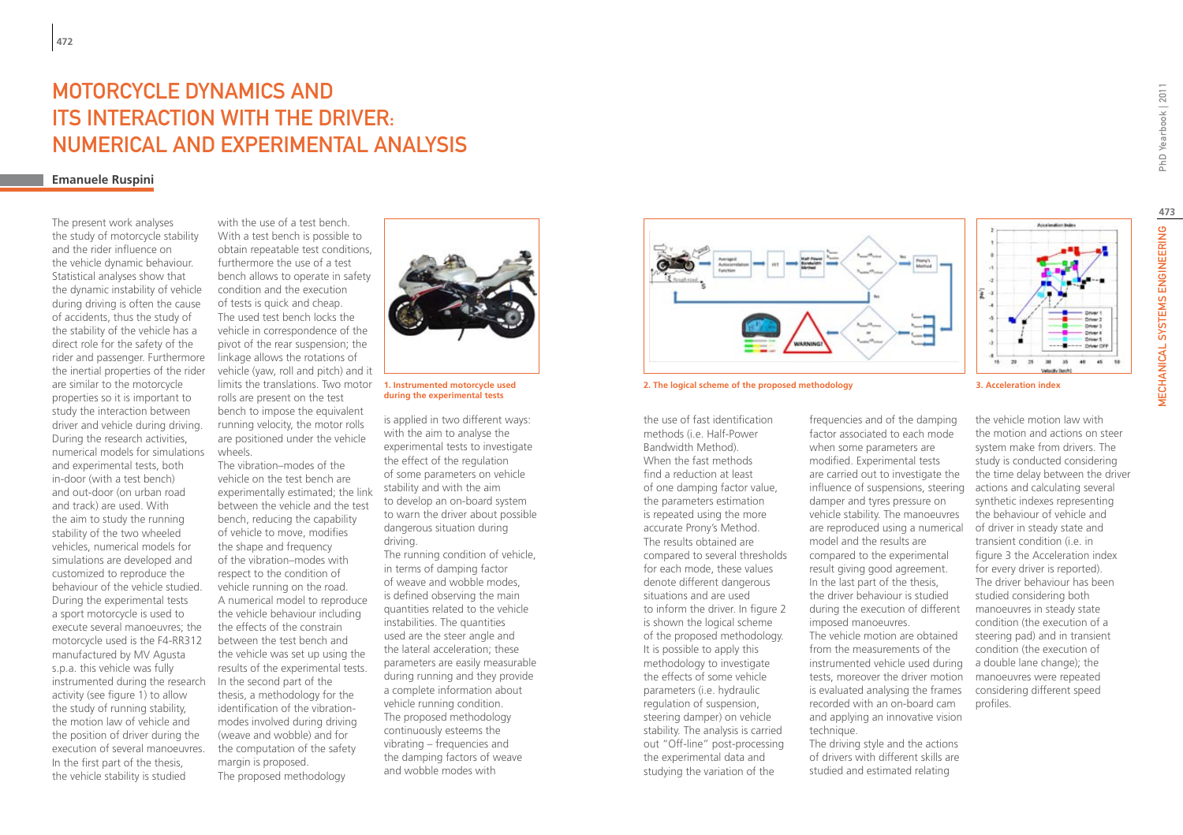# MOTORCYCLE DYNAMICS AND ITS INTERACTION WITH THE DRIVER: NUMERICAL AND EXPERIMENTAL ANALYSIS

**Emanuele Ruspini**

The present work analyses the study of motorcycle stability and the rider influence on the vehicle dynamic behaviour. Statistical analyses show that the dynamic instability of vehicle during driving is often the cause of accidents, thus the study of the stability of the vehicle has a direct role for the safety of the rider and passenger. Furthermore the inertial properties of the rider are similar to the motorcycle properties so it is important to study the interaction between driver and vehicle during driving. During the research activities, numerical models for simulations and experimental tests, both in-door (with a test bench) and out-door (on urban road and track) are used. With the aim to study the running stability of the two wheeled vehicles, numerical models for simulations are developed and customized to reproduce the behaviour of the vehicle studied. During the experimental tests a sport motorcycle is used to execute several manoeuvres; the motorcycle used is the F4-RR312 manufactured by MV Agusta s.p.a. this vehicle was fully instrumented during the research activity (see figure 1) to allow the study of running stability, the motion law of vehicle and the position of driver during the execution of several manoeuvres. In the first part of the thesis, the vehicle stability is studied with the use of a test bench. With a test bench is possible to obtain repeatable test conditions, furthermore the use of a test bench allows to operate in safety condition and the execution of tests is quick and cheap. The used test bench locks the vehicle in correspondence of the pivot of the rear suspension; the linkage allows the rotations of vehicle (yaw, roll and pitch) and it limits the translations. Two motor rolls are present on the test bench to impose the equivalent running velocity, the motor rolls are positioned under the vehicle wheels.

The vibration–modes of the vehicle on the test bench are experimentally estimated; the link between the vehicle and the test bench, reducing the capability of vehicle to move, modifies the shape and frequency of the vibration–modes with respect to the condition of vehicle running on the road. A numerical model to reproduce the vehicle behaviour including the effects of the constrain between the test bench and the vehicle was set up using the results of the experimental tests. In the second part of the thesis, a methodology for the identification of the vibration-modes involved during driving (weave and wobble) and for the computation of the safety margin is proposed. The proposed methodology is applied in two different ways: with the aim to analyse the experimental tests to investigate the effect of the regulation of some parameters on vehicle stability and with the aim to develop an on-board system to warn the driver about possible dangerous situation during driving.

1. Instrumented motorcycle used during the experimental tests

The running condition of vehicle, in terms of damping factor of weave and wobble modes, is defined observing the main quantities related to the vehicle instabilities. The quantities used are the steer angle and the lateral acceleration; these parameters are easily measurable during running and they provide a complete information about vehicle running condition. The proposed methodology continuously esteems the vibrating – frequencies and the damping factors of weave and wobble modes with the use of fast identification methods (i.e. Half-Power Bandwidth Method). When the fast methods find a reduction at least of one damping factor value, the parameters estimation is repeated using the more accurate Prony's Method. The results obtained are compared to several thresholds for each mode, these values denote different dangerous situations and are used to inform the driver. In figure 2 is shown the logical scheme of the proposed methodology. It is possible to apply this methodology to investigate the effects of some vehicle parameters (i.e. hydraulic regulation of suspension, steering damper) on vehicle stability. The analysis is carried out "Off-line" post-processing the experimental data and studying the variation of the frequencies and of the damping factor associated to each mode when some parameters are modified. Experimental tests are carried out to investigate the influence of suspensions, steering damper and tyres pressure on vehicle stability. The manoeuvres are reproduced using a numerical model and the results are compared to the experimental result giving good agreement. In the last part of the thesis, the driver behaviour is studied during the execution of different imposed manoeuvres. The vehicle motion are obtained from the measurements of the instrumented vehicle used during tests, moreover the driver motion is evaluated analysing the frames recorded with an on-board cam and applying an innovative vision technique.

2. The logical scheme of the proposed methodology

3. Acceleration index

The driving style and the actions of drivers with different skills are studied and estimated relating the vehicle motion law with the motion and actions on steer system make from drivers. The study is conducted considering the time delay between the driver actions and calculating several synthetic indexes representing the behaviour of vehicle and of driver in steady state and transient condition (i.e. in figure 3 the Acceleration index for every driver is reported). The driver behaviour has been studied considering both manoeuvres in steady state condition (the execution of a steering pad) and in transient condition (the execution of a double lane change); the manoeuvres were repeated considering different speed profiles.